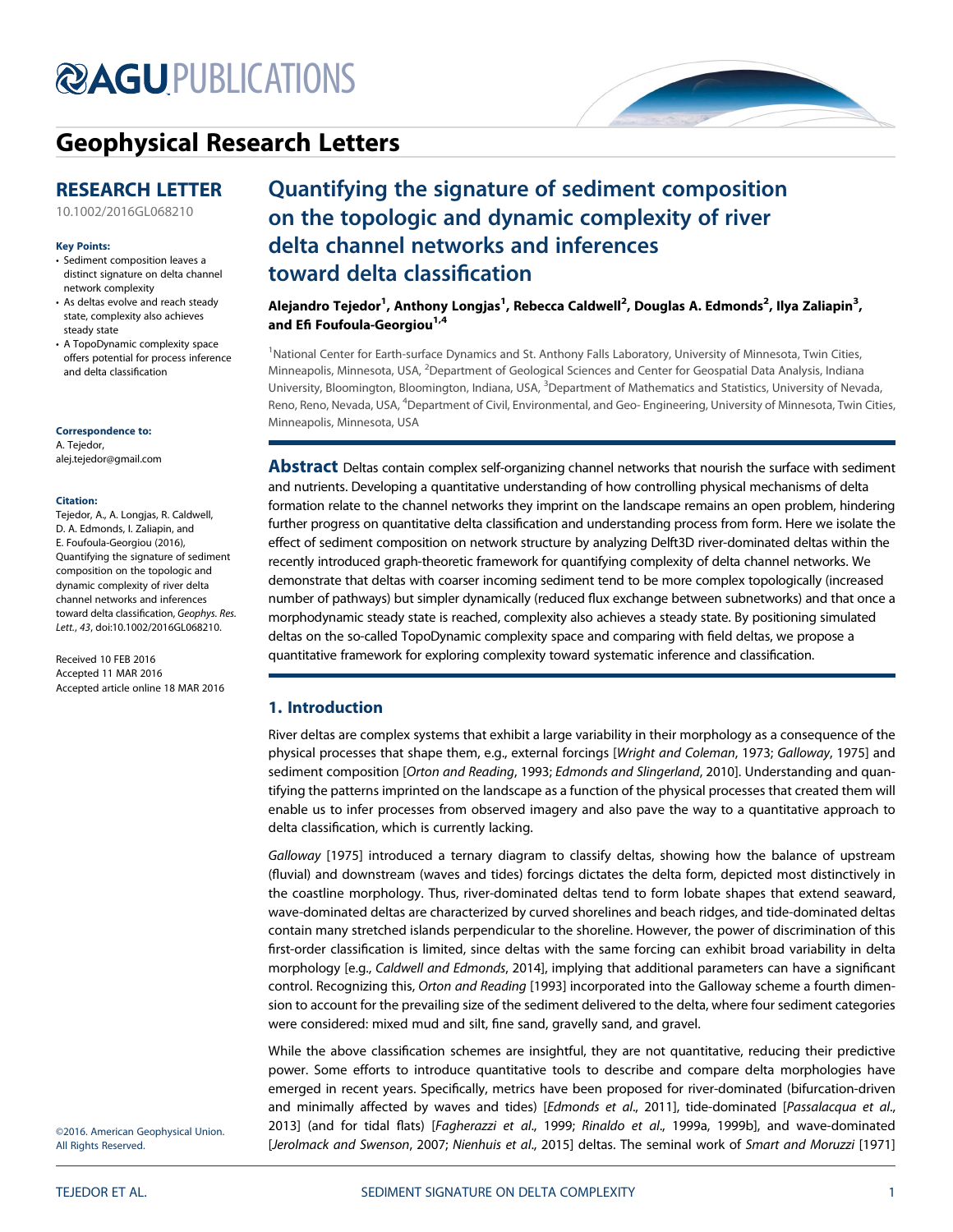# Geophysical Research Letters

## RESEARCH LETTER

10.1002/2016GL068210

**Key Points:**

- Sediment composition leaves a distinct signature on delta channel network complexity
- As deltas evolve and reach steady state, complexity also achieves steady state
- A TopoDynamic complexity space offers potential for process inference and delta classification

**Correspondence to:**
A. Tejedor,
alej.tejedor@gmail.com

**Citation:**
Tejedor, A., A. Longjas, R. Caldwell, D. A. Edmonds, I. Zaliapin, and E. Foufoula-Georgiou (2016), Quantifying the signature of sediment composition on the topologic and dynamic complexity of river delta channel networks and inferences toward delta classification, *Geophys. Res. Lett.*, *43*, doi:10.1002/2016GL068210.

Received 10 FEB 2016
Accepted 11 MAR 2016
Accepted article online 18 MAR 2016

©2016. American Geophysical Union. All Rights Reserved.

# Quantifying the signature of sediment composition on the topologic and dynamic complexity of river delta channel networks and inferences toward delta classification

**Alejandro Tejedor[1], Anthony Longjas[1], Rebecca Caldwell[2], Douglas A. Edmonds[2], Ilya Zaliapin[3], and Efi Foufoula-Georgiou[1,4]**

[1]National Center for Earth-surface Dynamics and St. Anthony Falls Laboratory, University of Minnesota, Twin Cities, Minneapolis, Minnesota, USA, [2]Department of Geological Sciences and Center for Geospatial Data Analysis, Indiana University, Bloomington, Bloomington, Indiana, USA, [3]Department of Mathematics and Statistics, University of Nevada, Reno, Reno, Nevada, USA, [4]Department of Civil, Environmental, and Geo- Engineering, University of Minnesota, Twin Cities, Minneapolis, Minnesota, USA

**Abstract** Deltas contain complex self-organizing channel networks that nourish the surface with sediment and nutrients. Developing a quantitative understanding of how controlling physical mechanisms of delta formation relate to the channel networks they imprint on the landscape remains an open problem, hindering further progress on quantitative delta classification and understanding process from form. Here we isolate the effect of sediment composition on network structure by analyzing Delft3D river-dominated deltas within the recently introduced graph-theoretic framework for quantifying complexity of delta channel networks. We demonstrate that deltas with coarser incoming sediment tend to be more complex topologically (increased number of pathways) but simpler dynamically (reduced flux exchange between subnetworks) and that once a morphodynamic steady state is reached, complexity also achieves a steady state. By positioning simulated deltas on the so-called TopoDynamic complexity space and comparing with field deltas, we propose a quantitative framework for exploring complexity toward systematic inference and classification.

## 1. Introduction

River deltas are complex systems that exhibit a large variability in their morphology as a consequence of the physical processes that shape them, e.g., external forcings [*Wright and Coleman*, 1973; *Galloway*, 1975] and sediment composition [*Orton and Reading*, 1993; *Edmonds and Slingerland*, 2010]. Understanding and quantifying the patterns imprinted on the landscape as a function of the physical processes that created them will enable us to infer processes from observed imagery and also pave the way to a quantitative approach to delta classification, which is currently lacking.

*Galloway* [1975] introduced a ternary diagram to classify deltas, showing how the balance of upstream (fluvial) and downstream (waves and tides) forcings dictates the delta form, depicted most distinctively in the coastline morphology. Thus, river-dominated deltas tend to form lobate shapes that extend seaward, wave-dominated deltas are characterized by curved shorelines and beach ridges, and tide-dominated deltas contain many stretched islands perpendicular to the shoreline. However, the power of discrimination of this first-order classification is limited, since deltas with the same forcing can exhibit broad variability in delta morphology [e.g., *Caldwell and Edmonds*, 2014], implying that additional parameters can have a significant control. Recognizing this, *Orton and Reading* [1993] incorporated into the Galloway scheme a fourth dimension to account for the prevailing size of the sediment delivered to the delta, where four sediment categories were considered: mixed mud and silt, fine sand, gravelly sand, and gravel.

While the above classification schemes are insightful, they are not quantitative, reducing their predictive power. Some efforts to introduce quantitative tools to describe and compare delta morphologies have emerged in recent years. Specifically, metrics have been proposed for river-dominated (bifurcation-driven and minimally affected by waves and tides) [*Edmonds et al.*, 2011], tide-dominated [*Passalacqua et al.*, 2013] (and for tidal flats) [*Fagherazzi et al.*, 1999; *Rinaldo et al.*, 1999a, 1999b], and wave-dominated [*Jerolmack and Swenson*, 2007; *Nienhuis et al.*, 2015] deltas. The seminal work of *Smart and Moruzzi* [1971]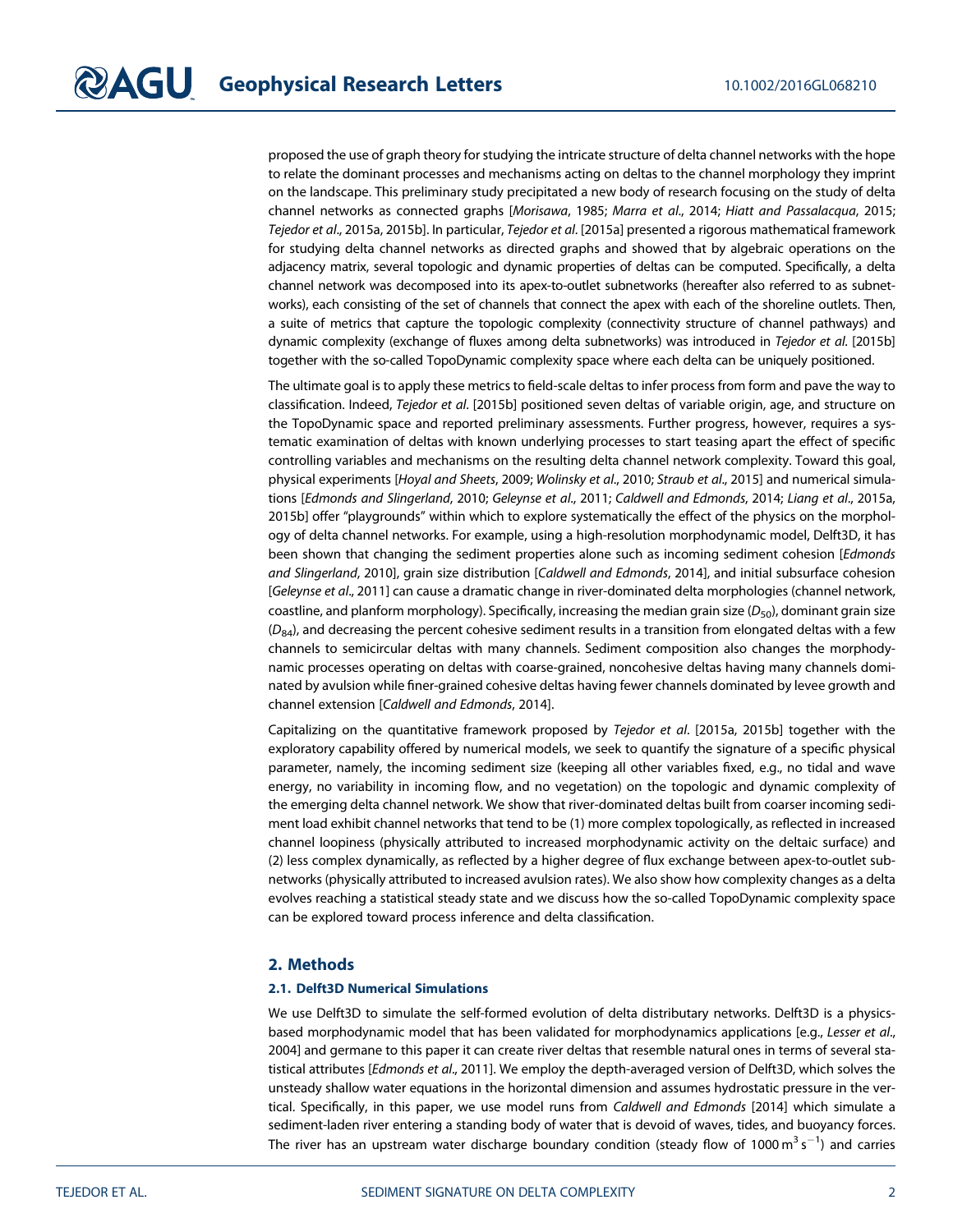proposed the use of graph theory for studying the intricate structure of delta channel networks with the hope to relate the dominant processes and mechanisms acting on deltas to the channel morphology they imprint on the landscape. This preliminary study precipitated a new body of research focusing on the study of delta channel networks as connected graphs [*Morisawa*, 1985; *Marra et al.*, 2014; *Hiatt and Passalacqua*, 2015; *Tejedor et al.*, 2015a, 2015b]. In particular, *Tejedor et al.* [2015a] presented a rigorous mathematical framework for studying delta channel networks as directed graphs and showed that by algebraic operations on the adjacency matrix, several topologic and dynamic properties of deltas can be computed. Specifically, a delta channel network was decomposed into its apex-to-outlet subnetworks (hereafter also referred to as subnetworks), each consisting of the set of channels that connect the apex with each of the shoreline outlets. Then, a suite of metrics that capture the topologic complexity (connectivity structure of channel pathways) and dynamic complexity (exchange of fluxes among delta subnetworks) was introduced in *Tejedor et al.* [2015b] together with the so-called TopoDynamic complexity space where each delta can be uniquely positioned.

The ultimate goal is to apply these metrics to field-scale deltas to infer process from form and pave the way to classification. Indeed, *Tejedor et al.* [2015b] positioned seven deltas of variable origin, age, and structure on the TopoDynamic space and reported preliminary assessments. Further progress, however, requires a systematic examination of deltas with known underlying processes to start teasing apart the effect of specific controlling variables and mechanisms on the resulting delta channel network complexity. Toward this goal, physical experiments [*Hoyal and Sheets*, 2009; *Wolinsky et al.*, 2010; *Straub et al.*, 2015] and numerical simulations [*Edmonds and Slingerland*, 2010; *Geleynse et al.*, 2011; *Caldwell and Edmonds*, 2014; *Liang et al.*, 2015a, 2015b] offer "playgrounds" within which to explore systematically the effect of the physics on the morphology of delta channel networks. For example, using a high-resolution morphodynamic model, Delft3D, it has been shown that changing the sediment properties alone such as incoming sediment cohesion [*Edmonds and Slingerland*, 2010], grain size distribution [*Caldwell and Edmonds*, 2014], and initial subsurface cohesion [*Geleynse et al.*, 2011] can cause a dramatic change in river-dominated delta morphologies (channel network, coastline, and planform morphology). Specifically, increasing the median grain size ($D_{50}$), dominant grain size ($D_{84}$), and decreasing the percent cohesive sediment results in a transition from elongated deltas with a few channels to semicircular deltas with many channels. Sediment composition also changes the morphodynamic processes operating on deltas with coarse-grained, noncohesive deltas having many channels dominated by avulsion while finer-grained cohesive deltas having fewer channels dominated by levee growth and channel extension [*Caldwell and Edmonds*, 2014].

Capitalizing on the quantitative framework proposed by *Tejedor et al.* [2015a, 2015b] together with the exploratory capability offered by numerical models, we seek to quantify the signature of a specific physical parameter, namely, the incoming sediment size (keeping all other variables fixed, e.g., no tidal and wave energy, no variability in incoming flow, and no vegetation) on the topologic and dynamic complexity of the emerging delta channel network. We show that river-dominated deltas built from coarser incoming sediment load exhibit channel networks that tend to be (1) more complex topologically, as reflected in increased channel loopiness (physically attributed to increased morphodynamic activity on the deltaic surface) and (2) less complex dynamically, as reflected by a higher degree of flux exchange between apex-to-outlet subnetworks (physically attributed to increased avulsion rates). We also show how complexity changes as a delta evolves reaching a statistical steady state and we discuss how the so-called TopoDynamic complexity space can be explored toward process inference and delta classification.

## 2. Methods

### 2.1. Delft3D Numerical Simulations

We use Delft3D to simulate the self-formed evolution of delta distributary networks. Delft3D is a physics-based morphodynamic model that has been validated for morphodynamics applications [e.g., *Lesser et al.*, 2004] and germane to this paper it can create river deltas that resemble natural ones in terms of several statistical attributes [*Edmonds et al.*, 2011]. We employ the depth-averaged version of Delft3D, which solves the unsteady shallow water equations in the horizontal dimension and assumes hydrostatic pressure in the vertical. Specifically, in this paper, we use model runs from *Caldwell and Edmonds* [2014] which simulate a sediment-laden river entering a standing body of water that is devoid of waves, tides, and buoyancy forces. The river has an upstream water discharge boundary condition (steady flow of $1000\,\mathrm{m^3\,s^{-1}}$) and carries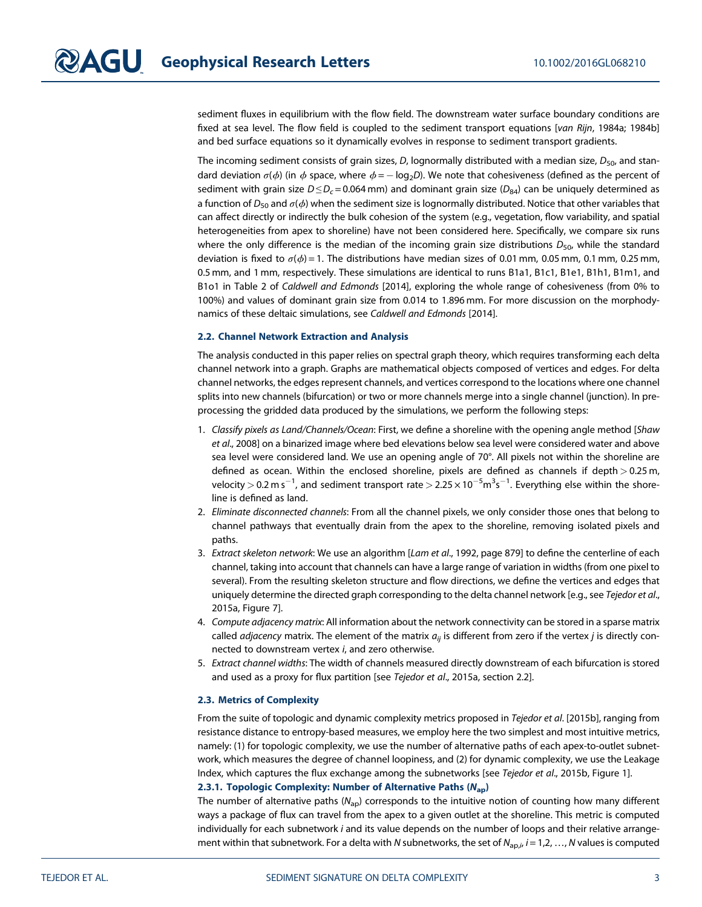sediment fluxes in equilibrium with the flow field. The downstream water surface boundary conditions are fixed at sea level. The flow field is coupled to the sediment transport equations [*van Rijn*, 1984a; 1984b] and bed surface equations so it dynamically evolves in response to sediment transport gradients.

The incoming sediment consists of grain sizes, $D$, lognormally distributed with a median size, $D_{50}$, and standard deviation $\sigma(\phi)$ (in $\phi$ space, where $\phi = -\log_2 D$). We note that cohesiveness (defined as the percent of sediment with grain size $D \leq D_c = 0.064$ mm) and dominant grain size ($D_{84}$) can be uniquely determined as a function of $D_{50}$ and $\sigma(\phi)$ when the sediment size is lognormally distributed. Notice that other variables that can affect directly or indirectly the bulk cohesion of the system (e.g., vegetation, flow variability, and spatial heterogeneities from apex to shoreline) have not been considered here. Specifically, we compare six runs where the only difference is the median of the incoming grain size distributions $D_{50}$, while the standard deviation is fixed to $\sigma(\phi) = 1$. The distributions have median sizes of 0.01 mm, 0.05 mm, 0.1 mm, 0.25 mm, 0.5 mm, and 1 mm, respectively. These simulations are identical to runs B1a1, B1c1, B1e1, B1h1, B1m1, and B1o1 in Table 2 of *Caldwell and Edmonds* [2014], exploring the whole range of cohesiveness (from 0% to 100%) and values of dominant grain size from 0.014 to 1.896 mm. For more discussion on the morphodynamics of these deltaic simulations, see *Caldwell and Edmonds* [2014].

### 2.2. Channel Network Extraction and Analysis

The analysis conducted in this paper relies on spectral graph theory, which requires transforming each delta channel network into a graph. Graphs are mathematical objects composed of vertices and edges. For delta channel networks, the edges represent channels, and vertices correspond to the locations where one channel splits into new channels (bifurcation) or two or more channels merge into a single channel (junction). In preprocessing the gridded data produced by the simulations, we perform the following steps:

1. *Classify pixels as Land/Channels/Ocean*: First, we define a shoreline with the opening angle method [*Shaw et al*., 2008] on a binarized image where bed elevations below sea level were considered water and above sea level were considered land. We use an opening angle of 70°. All pixels not within the shoreline are defined as ocean. Within the enclosed shoreline, pixels are defined as channels if depth > 0.25 m, velocity > 0.2 m $s^{-1}$, and sediment transport rate > $2.25 \times 10^{-5} m^3 s^{-1}$. Everything else within the shoreline is defined as land.
2. *Eliminate disconnected channels*: From all the channel pixels, we only consider those ones that belong to channel pathways that eventually drain from the apex to the shoreline, removing isolated pixels and paths.
3. *Extract skeleton network*: We use an algorithm [*Lam et al*., 1992, page 879] to define the centerline of each channel, taking into account that channels can have a large range of variation in widths (from one pixel to several). From the resulting skeleton structure and flow directions, we define the vertices and edges that uniquely determine the directed graph corresponding to the delta channel network [e.g., see *Tejedor et al*., 2015a, Figure 7].
4. *Compute adjacency matrix*: All information about the network connectivity can be stored in a sparse matrix called *adjacency* matrix. The element of the matrix $a_{ij}$ is different from zero if the vertex $j$ is directly connected to downstream vertex $i$, and zero otherwise.
5. *Extract channel widths*: The width of channels measured directly downstream of each bifurcation is stored and used as a proxy for flux partition [see *Tejedor et al*., 2015a, section 2.2].

### 2.3. Metrics of Complexity

From the suite of topologic and dynamic complexity metrics proposed in *Tejedor et al*. [2015b], ranging from resistance distance to entropy-based measures, we employ here the two simplest and most intuitive metrics, namely: (1) for topologic complexity, we use the number of alternative paths of each apex-to-outlet subnetwork, which measures the degree of channel loopiness, and (2) for dynamic complexity, we use the Leakage Index, which captures the flux exchange among the subnetworks [see *Tejedor et al*., 2015b, Figure 1].

#### 2.3.1. Topologic Complexity: Number of Alternative Paths ($N_{ap}$)

The number of alternative paths ($N_{ap}$) corresponds to the intuitive notion of counting how many different ways a package of flux can travel from the apex to a given outlet at the shoreline. This metric is computed individually for each subnetwork $i$ and its value depends on the number of loops and their relative arrangement within that subnetwork. For a delta with $N$ subnetworks, the set of $N_{ap,i}$, $i = 1, 2, \ldots, N$ values is computed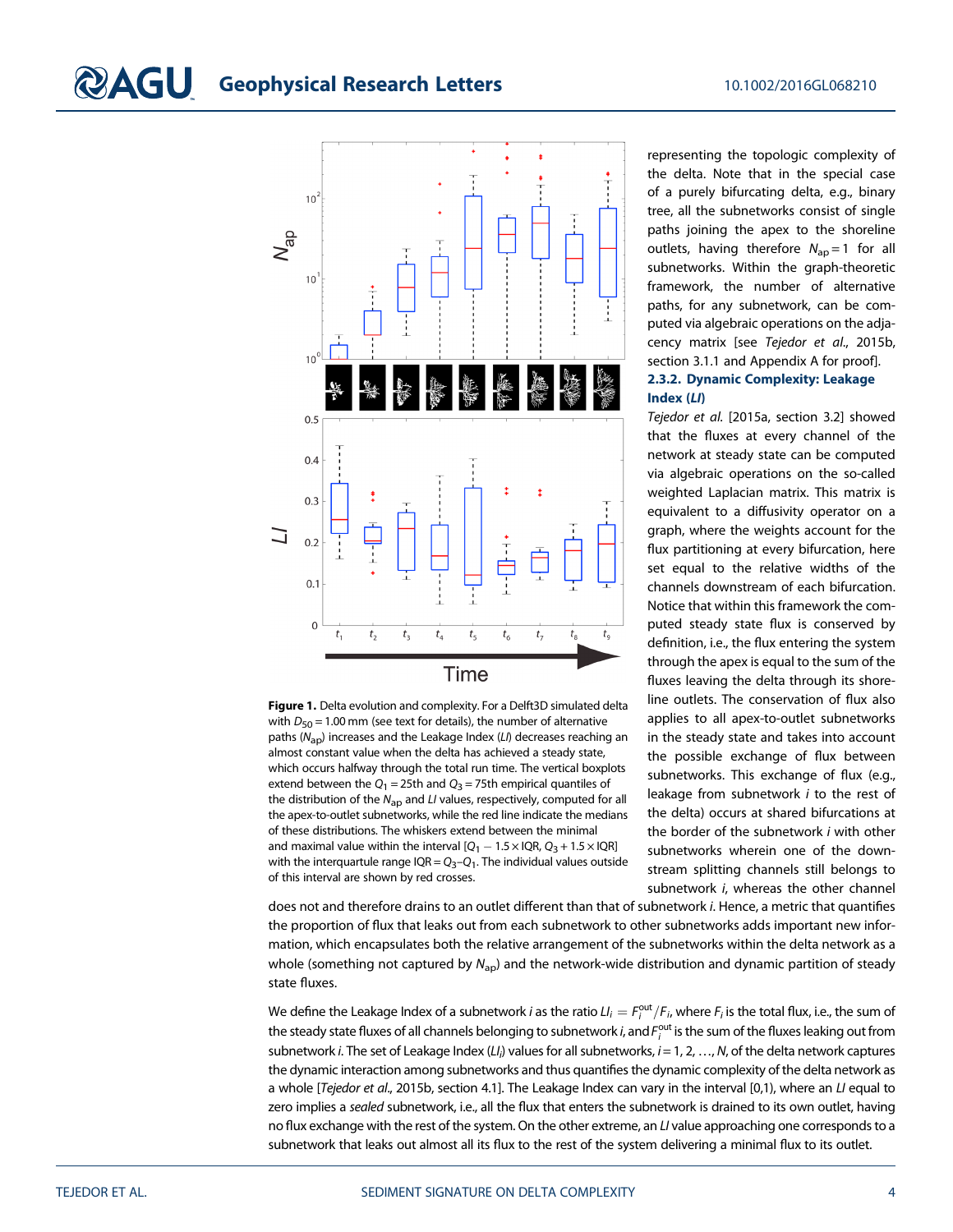**Figure 1.** Delta evolution and complexity. For a Delft3D simulated delta with $D_{50} = 1.00$ mm (see text for details), the number of alternative paths ($N_{ap}$) increases and the Leakage Index (*LI*) decreases reaching an almost constant value when the delta has achieved a steady state, which occurs halfway through the total run time. The vertical boxplots extend between the $Q_1 = 25$th and $Q_3 = 75$th empirical quantiles of the distribution of the $N_{ap}$ and *LI* values, respectively, computed for all the apex-to-outlet subnetworks, while the red line indicate the medians of these distributions. The whiskers extend between the minimal and maximal value within the interval $[Q_1 - 1.5 \times \text{IQR}, Q_3 + 1.5 \times \text{IQR}]$ with the interquartile range $\text{IQR} = Q_3 – Q_1$. The individual values outside of this interval are shown by red crosses.

representing the topologic complexity of the delta. Note that in the special case of a purely bifurcating delta, e.g., binary tree, all the subnetworks consist of single paths joining the apex to the shoreline outlets, having therefore $N_{ap} = 1$ for all subnetworks. Within the graph-theoretic framework, the number of alternative paths, for any subnetwork, can be computed via algebraic operations on the adjacency matrix [see *Tejedor et al.*, 2015b, section 3.1.1 and Appendix A for proof].

#### 2.3.2. Dynamic Complexity: Leakage Index (*LI*)

*Tejedor et al.* [2015a, section 3.2] showed that the fluxes at every channel of the network at steady state can be computed via algebraic operations on the so-called weighted Laplacian matrix. This matrix is equivalent to a diffusivity operator on a graph, where the weights account for the flux partitioning at every bifurcation, here set equal to the relative widths of the channels downstream of each bifurcation. Notice that within this framework the computed steady state flux is conserved by definition, i.e., the flux entering the system through the apex is equal to the sum of the fluxes leaving the delta through its shoreline outlets. The conservation of flux also applies to all apex-to-outlet subnetworks in the steady state and takes into account the possible exchange of flux between subnetworks. This exchange of flux (e.g., leakage from subnetwork *i* to the rest of the delta) occurs at shared bifurcations at the border of the subnetwork *i* with other subnetworks wherein one of the downstream splitting channels still belongs to subnetwork *i*, whereas the other channel does not and therefore drains to an outlet different than that of subnetwork *i*. Hence, a metric that quantifies the proportion of flux that leaks out from each subnetwork to other subnetworks adds important new information, which encapsulates both the relative arrangement of the subnetworks within the delta network as a whole (something not captured by $N_{ap}$) and the network-wide distribution and dynamic partition of steady state fluxes.

We define the Leakage Index of a subnetwork *i* as the ratio $LI_i = F_i^{out}/F_i$, where $F_i$ is the total flux, i.e., the sum of the steady state fluxes of all channels belonging to subnetwork *i*, and $F_i^{out}$ is the sum of the fluxes leaking out from subnetwork *i*. The set of Leakage Index ($LI_i$) values for all subnetworks, $i = 1, 2, \ldots, N$, of the delta network captures the dynamic interaction among subnetworks and thus quantifies the dynamic complexity of the delta network as a whole [*Tejedor et al.*, 2015b, section 4.1]. The Leakage Index can vary in the interval [0,1), where an *LI* equal to zero implies a *sealed* subnetwork, i.e., all the flux that enters the subnetwork is drained to its own outlet, having no flux exchange with the rest of the system. On the other extreme, an *LI* value approaching one corresponds to a subnetwork that leaks out almost all its flux to the rest of the system delivering a minimal flux to its outlet.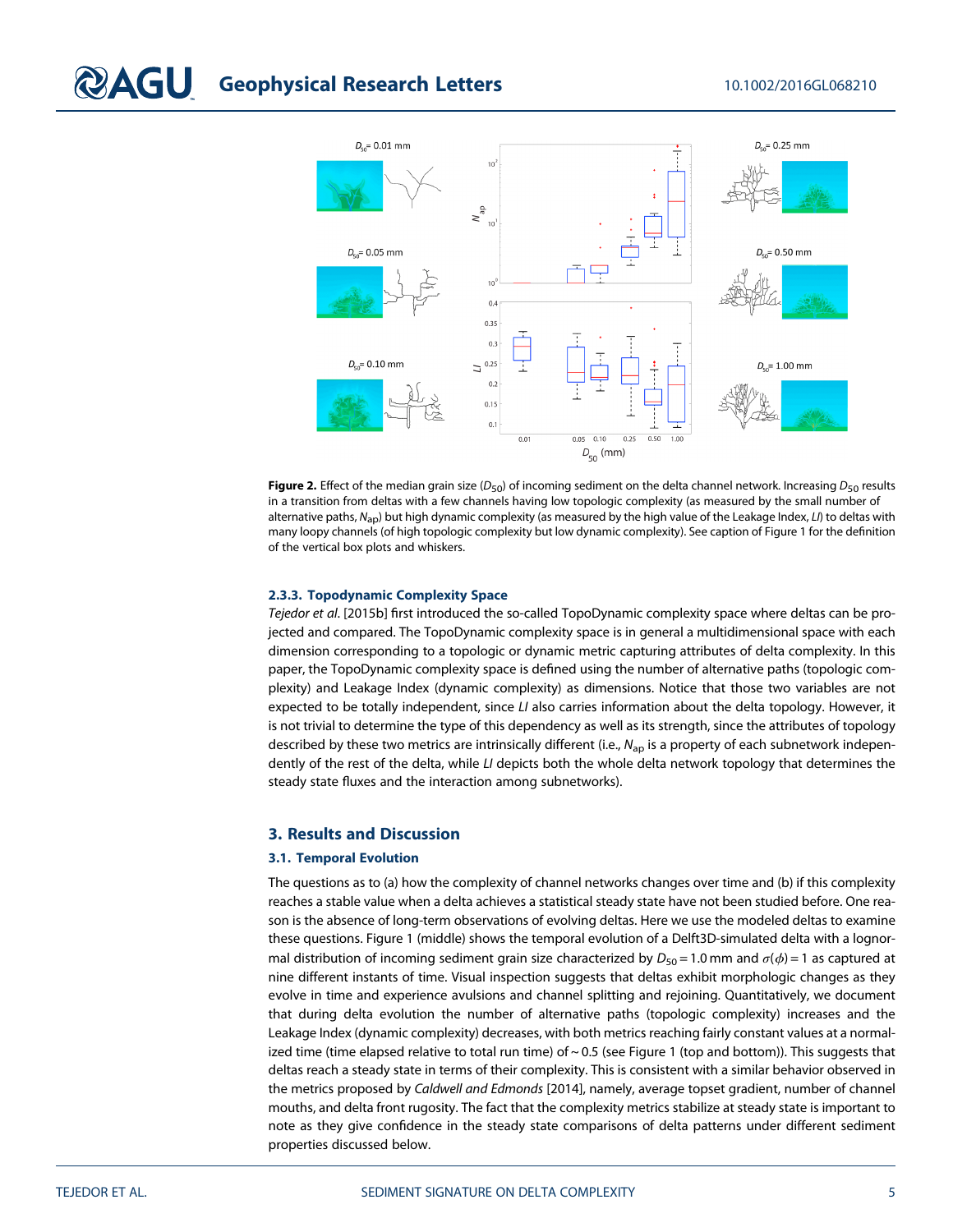**Figure 2.** Effect of the median grain size ($D_{50}$) of incoming sediment on the delta channel network. Increasing $D_{50}$ results in a transition from deltas with a few channels having low topologic complexity (as measured by the small number of alternative paths, $N_{ap}$) but high dynamic complexity (as measured by the high value of the Leakage Index, $LI$) to deltas with many loopy channels (of high topologic complexity but low dynamic complexity). See caption of Figure 1 for the definition of the vertical box plots and whiskers.

#### 2.3.3. Topodynamic Complexity Space

*Tejedor et al.* [2015b] first introduced the so-called TopoDynamic complexity space where deltas can be projected and compared. The TopoDynamic complexity space is in general a multidimensional space with each dimension corresponding to a topologic or dynamic metric capturing attributes of delta complexity. In this paper, the TopoDynamic complexity space is defined using the number of alternative paths (topologic complexity) and Leakage Index (dynamic complexity) as dimensions. Notice that those two variables are not expected to be totally independent, since $LI$ also carries information about the delta topology. However, it is not trivial to determine the type of this dependency as well as its strength, since the attributes of topology described by these two metrics are intrinsically different (i.e., $N_{ap}$ is a property of each subnetwork independently of the rest of the delta, while $LI$ depicts both the whole delta network topology that determines the steady state fluxes and the interaction among subnetworks).

## 3. Results and Discussion

### 3.1. Temporal Evolution

The questions as to (a) how the complexity of channel networks changes over time and (b) if this complexity reaches a stable value when a delta achieves a statistical steady state have not been studied before. One reason is the absence of long-term observations of evolving deltas. Here we use the modeled deltas to examine these questions. Figure 1 (middle) shows the temporal evolution of a Delft3D-simulated delta with a lognormal distribution of incoming sediment grain size characterized by $D_{50} = 1.0$ mm and $\sigma(\phi) = 1$ as captured at nine different instants of time. Visual inspection suggests that deltas exhibit morphologic changes as they evolve in time and experience avulsions and channel splitting and rejoining. Quantitatively, we document that during delta evolution the number of alternative paths (topologic complexity) increases and the Leakage Index (dynamic complexity) decreases, with both metrics reaching fairly constant values at a normalized time (time elapsed relative to total run time) of ~ 0.5 (see Figure 1 (top and bottom)). This suggests that deltas reach a steady state in terms of their complexity. This is consistent with a similar behavior observed in the metrics proposed by *Caldwell and Edmonds* [2014], namely, average topset gradient, number of channel mouths, and delta front rugosity. The fact that the complexity metrics stabilize at steady state is important to note as they give confidence in the steady state comparisons of delta patterns under different sediment properties discussed below.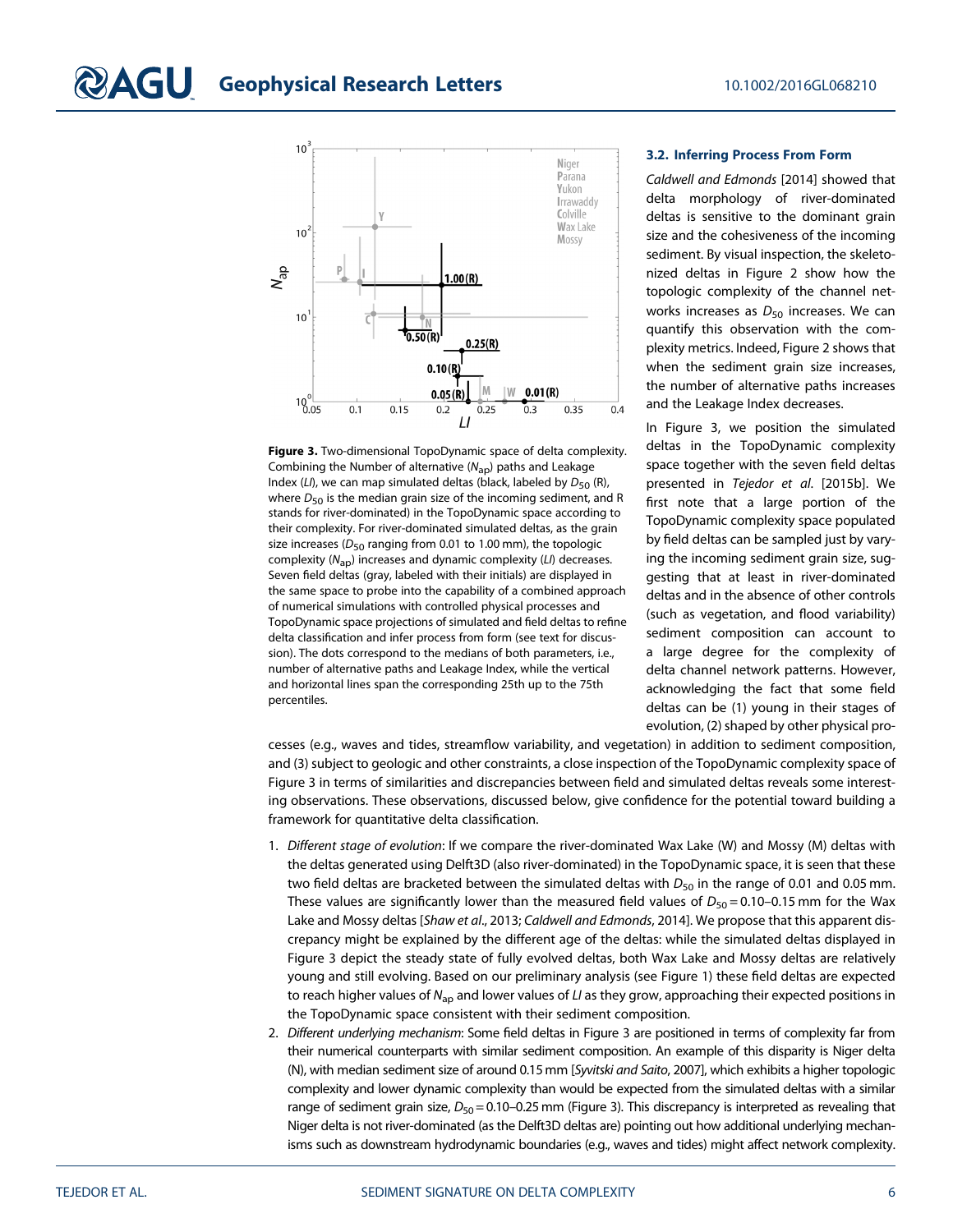Figure 3. Two-dimensional TopoDynamic space of delta complexity. Combining the Number of alternative ($N_{ap}$) paths and Leakage Index ($LI$), we can map simulated deltas (black, labeled by $D_{50}$ (R), where $D_{50}$ is the median grain size of the incoming sediment, and R stands for river-dominated) in the TopoDynamic space according to their complexity. For river-dominated simulated deltas, as the grain size increases ($D_{50}$ ranging from 0.01 to 1.00 mm), the topologic complexity ($N_{ap}$) increases and dynamic complexity ($LI$) decreases. Seven field deltas (gray, labeled with their initials) are displayed in the same space to probe into the capability of a combined approach of numerical simulations with controlled physical processes and TopoDynamic space projections of simulated and field deltas to refine delta classification and infer process from form (see text for discussion). The dots correspond to the medians of both parameters, i.e., number of alternative paths and Leakage Index, while the vertical and horizontal lines span the corresponding 25th up to the 75th percentiles.

### 3.2. Inferring Process From Form

*Caldwell and Edmonds* [2014] showed that delta morphology of river-dominated deltas is sensitive to the dominant grain size and the cohesiveness of the incoming sediment. By visual inspection, the skeletonized deltas in Figure 2 show how the topologic complexity of the channel networks increases as $D_{50}$ increases. We can quantify this observation with the complexity metrics. Indeed, Figure 2 shows that when the sediment grain size increases, the number of alternative paths increases and the Leakage Index decreases.

In Figure 3, we position the simulated deltas in the TopoDynamic complexity space together with the seven field deltas presented in *Tejedor et al.* [2015b]. We first note that a large portion of the TopoDynamic complexity space populated by field deltas can be sampled just by varying the incoming sediment grain size, suggesting that at least in river-dominated deltas and in the absence of other controls (such as vegetation, and flood variability) sediment composition can account to a large degree for the complexity of delta channel network patterns. However, acknowledging the fact that some field deltas can be (1) young in their stages of evolution, (2) shaped by other physical processes (e.g., waves and tides, streamflow variability, and vegetation) in addition to sediment composition, and (3) subject to geologic and other constraints, a close inspection of the TopoDynamic complexity space of Figure 3 in terms of similarities and discrepancies between field and simulated deltas reveals some interesting observations. These observations, discussed below, give confidence for the potential toward building a framework for quantitative delta classification.

1. *Different stage of evolution*: If we compare the river-dominated Wax Lake (W) and Mossy (M) deltas with the deltas generated using Delft3D (also river-dominated) in the TopoDynamic space, it is seen that these two field deltas are bracketed between the simulated deltas with $D_{50}$ in the range of 0.01 and 0.05 mm. These values are significantly lower than the measured field values of $D_{50} = 0.10$–$0.15$ mm for the Wax Lake and Mossy deltas [*Shaw et al.*, 2013; *Caldwell and Edmonds*, 2014]. We propose that this apparent discrepancy might be explained by the different age of the deltas: while the simulated deltas displayed in Figure 3 depict the steady state of fully evolved deltas, both Wax Lake and Mossy deltas are relatively young and still evolving. Based on our preliminary analysis (see Figure 1) these field deltas are expected to reach higher values of $N_{ap}$ and lower values of $LI$ as they grow, approaching their expected positions in the TopoDynamic space consistent with their sediment composition.
2. *Different underlying mechanism*: Some field deltas in Figure 3 are positioned in terms of complexity far from their numerical counterparts with similar sediment composition. An example of this disparity is Niger delta (N), with median sediment size of around 0.15 mm [*Syvitski and Saito*, 2007], which exhibits a higher topologic complexity and lower dynamic complexity than would be expected from the simulated deltas with a similar range of sediment grain size, $D_{50} = 0.10$–$0.25$ mm (Figure 3). This discrepancy is interpreted as revealing that Niger delta is not river-dominated (as the Delft3D deltas are) pointing out how additional underlying mechanisms such as downstream hydrodynamic boundaries (e.g., waves and tides) might affect network complexity.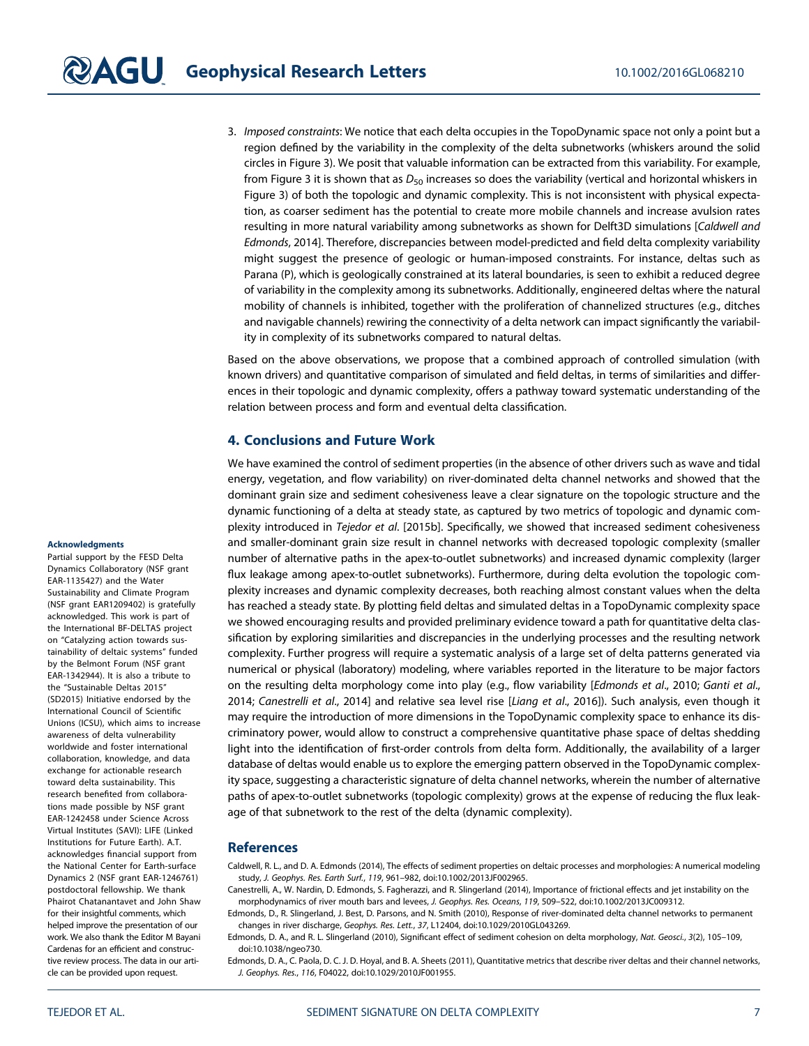3. *Imposed constraints*: We notice that each delta occupies in the TopoDynamic space not only a point but a region defined by the variability in the complexity of the delta subnetworks (whiskers around the solid circles in Figure 3). We posit that valuable information can be extracted from this variability. For example, from Figure 3 it is shown that as $D_{50}$ increases so does the variability (vertical and horizontal whiskers in Figure 3) of both the topologic and dynamic complexity. This is not inconsistent with physical expectation, as coarser sediment has the potential to create more mobile channels and increase avulsion rates resulting in more natural variability among subnetworks as shown for Delft3D simulations [*Caldwell and Edmonds*, 2014]. Therefore, discrepancies between model-predicted and field delta complexity variability might suggest the presence of geologic or human-imposed constraints. For instance, deltas such as Parana (P), which is geologically constrained at its lateral boundaries, is seen to exhibit a reduced degree of variability in the complexity among its subnetworks. Additionally, engineered deltas where the natural mobility of channels is inhibited, together with the proliferation of channelized structures (e.g., ditches and navigable channels) rewiring the connectivity of a delta network can impact significantly the variability in complexity of its subnetworks compared to natural deltas.

Based on the above observations, we propose that a combined approach of controlled simulation (with known drivers) and quantitative comparison of simulated and field deltas, in terms of similarities and differences in their topologic and dynamic complexity, offers a pathway toward systematic understanding of the relation between process and form and eventual delta classification.

## 4. Conclusions and Future Work

We have examined the control of sediment properties (in the absence of other drivers such as wave and tidal energy, vegetation, and flow variability) on river-dominated delta channel networks and showed that the dominant grain size and sediment cohesiveness leave a clear signature on the topologic structure and the dynamic functioning of a delta at steady state, as captured by two metrics of topologic and dynamic complexity introduced in *Tejedor et al*. [2015b]. Specifically, we showed that increased sediment cohesiveness and smaller-dominant grain size result in channel networks with decreased topologic complexity (smaller number of alternative paths in the apex-to-outlet subnetworks) and increased dynamic complexity (larger flux leakage among apex-to-outlet subnetworks). Furthermore, during delta evolution the topologic complexity increases and dynamic complexity decreases, both reaching almost constant values when the delta has reached a steady state. By plotting field deltas and simulated deltas in a TopoDynamic complexity space we showed encouraging results and provided preliminary evidence toward a path for quantitative delta classification by exploring similarities and discrepancies in the underlying processes and the resulting network complexity. Further progress will require a systematic analysis of a large set of delta patterns generated via numerical or physical (laboratory) modeling, where variables reported in the literature to be major factors on the resulting delta morphology come into play (e.g., flow variability [*Edmonds et al*., 2010; *Ganti et al*., 2014; *Canestrelli et al*., 2014] and relative sea level rise [*Liang et al*., 2016]). Such analysis, even though it may require the introduction of more dimensions in the TopoDynamic complexity space to enhance its discriminatory power, would allow to construct a comprehensive quantitative phase space of deltas shedding light into the identification of first-order controls from delta form. Additionally, the availability of a larger database of deltas would enable us to explore the emerging pattern observed in the TopoDynamic complexity space, suggesting a characteristic signature of delta channel networks, wherein the number of alternative paths of apex-to-outlet subnetworks (topologic complexity) grows at the expense of reducing the flux leakage of that subnetwork to the rest of the delta (dynamic complexity).

#### Acknowledgments

Partial support by the FESD Delta Dynamics Collaboratory (NSF grant EAR-1135427) and the Water Sustainability and Climate Program (NSF grant EAR1209402) is gratefully acknowledged. This work is part of the International BF-DELTAS project on "Catalyzing action towards sustainability of deltaic systems" funded by the Belmont Forum (NSF grant EAR-1342944). It is also a tribute to the "Sustainable Deltas 2015" (SD2015) Initiative endorsed by the International Council of Scientific Unions (ICSU), which aims to increase awareness of delta vulnerability worldwide and foster international collaboration, knowledge, and data exchange for actionable research toward delta sustainability. This research benefited from collaborations made possible by NSF grant EAR-1242458 under Science Across Virtual Institutes (SAVI): LIFE (Linked Institutions for Future Earth). A.T. acknowledges financial support from the National Center for Earth-surface Dynamics 2 (NSF grant EAR-1246761) postdoctoral fellowship. We thank Phairot Chatanantavet and John Shaw for their insightful comments, which helped improve the presentation of our work. We also thank the Editor M Bayani Cardenas for an efficient and constructive review process. The data in our article can be provided upon request.

## References

Caldwell, R. L., and D. A. Edmonds (2014), The effects of sediment properties on deltaic processes and morphologies: A numerical modeling study, *J. Geophys. Res. Earth Surf.*, *119*, 961–982, doi:10.1002/2013JF002965.

Canestrelli, A., W. Nardin, D. Edmonds, S. Fagherazzi, and R. Slingerland (2014), Importance of frictional effects and jet instability on the morphodynamics of river mouth bars and levees, *J. Geophys. Res. Oceans*, *119*, 509–522, doi:10.1002/2013JC009312.

Edmonds, D., R. Slingerland, J. Best, D. Parsons, and N. Smith (2010), Response of river-dominated delta channel networks to permanent changes in river discharge, *Geophys. Res. Lett.*, *37*, L12404, doi:10.1029/2010GL043269.

Edmonds, D. A., and R. L. Slingerland (2010), Significant effect of sediment cohesion on delta morphology, *Nat. Geosci.*, *3*(2), 105–109, doi:10.1038/ngeo730.

Edmonds, D. A., C. Paola, D. C. J. D. Hoyal, and B. A. Sheets (2011), Quantitative metrics that describe river deltas and their channel networks, *J. Geophys. Res.*, *116*, F04022, doi:10.1029/2010JF001955.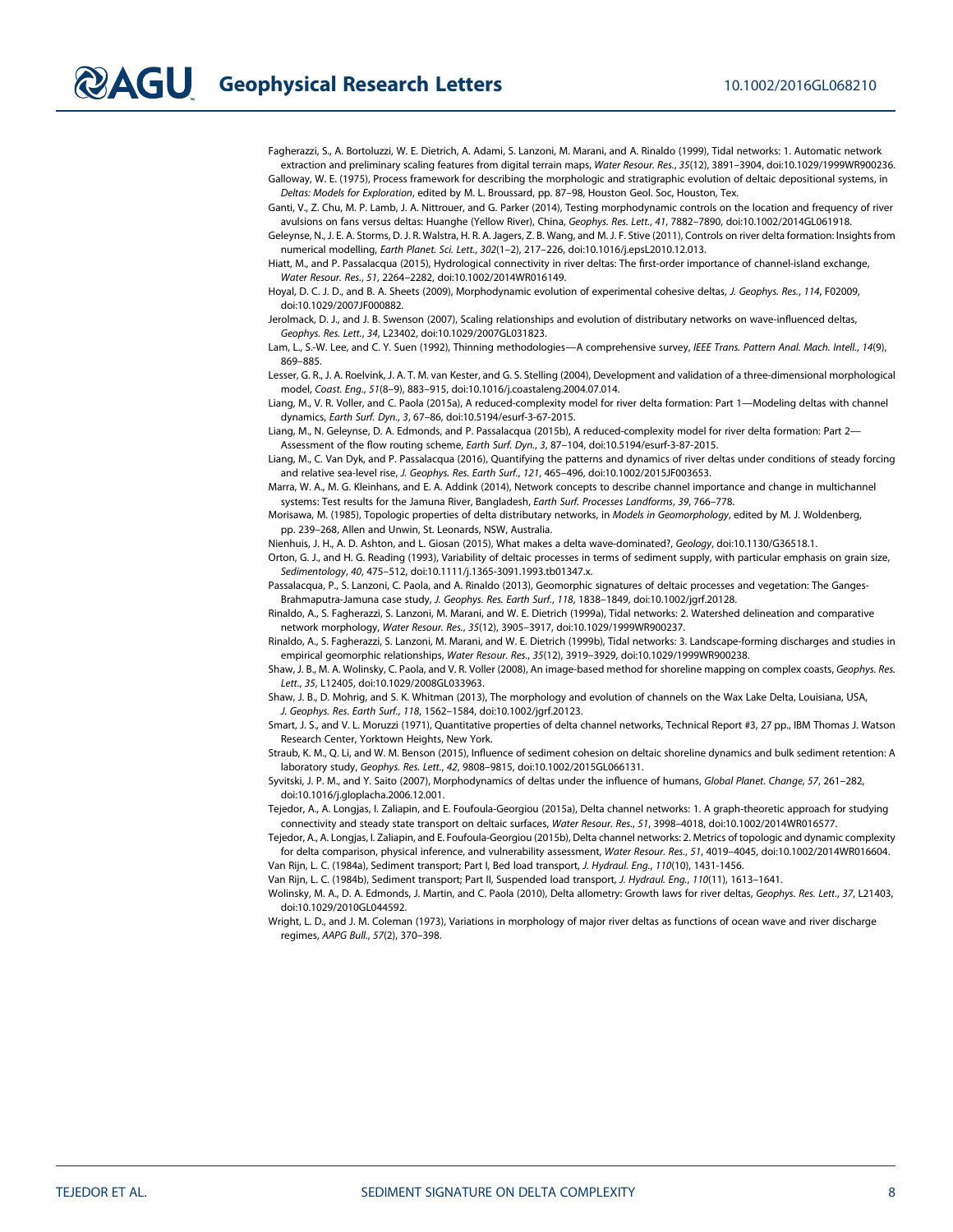Fagherazzi, S., A. Bortoluzzi, W. E. Dietrich, A. Adami, S. Lanzoni, M. Marani, and A. Rinaldo (1999), Tidal networks: 1. Automatic network extraction and preliminary scaling features from digital terrain maps, *Water Resour. Res.*, *35*(12), 3891–3904, doi:10.1029/1999WR900236.

Galloway, W. E. (1975), Process framework for describing the morphologic and stratigraphic evolution of deltaic depositional systems, in *Deltas: Models for Exploration*, edited by M. L. Broussard, pp. 87–98, Houston Geol. Soc, Houston, Tex.

Ganti, V., Z. Chu, M. P. Lamb, J. A. Nittrouer, and G. Parker (2014), Testing morphodynamic controls on the location and frequency of river avulsions on fans versus deltas: Huanghe (Yellow River), China, *Geophys. Res. Lett.*, *41*, 7882–7890, doi:10.1002/2014GL061918.

Geleynse, N., J. E. A. Storms, D. J. R. Walstra, H. R. A. Jagers, Z. B. Wang, and M. J. F. Stive (2011), Controls on river delta formation: Insights from numerical modelling, *Earth Planet. Sci. Lett.*, *302*(1–2), 217–226, doi:10.1016/j.epsL2010.12.013.

Hiatt, M., and P. Passalacqua (2015), Hydrological connectivity in river deltas: The first-order importance of channel-island exchange, *Water Resour. Res.*, *51*, 2264–2282, doi:10.1002/2014WR016149.

Hoyal, D. C. J. D., and B. A. Sheets (2009), Morphodynamic evolution of experimental cohesive deltas, *J. Geophys. Res.*, *114*, F02009, doi:10.1029/2007JF000882.

Jerolmack, D. J., and J. B. Swenson (2007), Scaling relationships and evolution of distributary networks on wave-influenced deltas, *Geophys. Res. Lett.*, *34*, L23402, doi:10.1029/2007GL031823.

Lam, L., S.-W. Lee, and C. Y. Suen (1992), Thinning methodologies—A comprehensive survey, *IEEE Trans. Pattern Anal. Mach. Intell.*, *14*(9), 869–885.

Lesser, G. R., J. A. Roelvink, J. A. T. M. van Kester, and G. S. Stelling (2004), Development and validation of a three-dimensional morphological model, *Coast. Eng.*, *51*(8–9), 883–915, doi:10.1016/j.coastaleng.2004.07.014.

Liang, M., V. R. Voller, and C. Paola (2015a), A reduced-complexity model for river delta formation: Part 1—Modeling deltas with channel dynamics, *Earth Surf. Dyn.*, *3*, 67–86, doi:10.5194/esurf-3-67-2015.

Liang, M., N. Geleynse, D. A. Edmonds, and P. Passalacqua (2015b), A reduced-complexity model for river delta formation: Part 2—Assessment of the flow routing scheme, *Earth Surf. Dyn.*, *3*, 87–104, doi:10.5194/esurf-3-87-2015.

Liang, M., C. Van Dyk, and P. Passalacqua (2016), Quantifying the patterns and dynamics of river deltas under conditions of steady forcing and relative sea-level rise, *J. Geophys. Res. Earth Surf.*, *121*, 465–496, doi:10.1002/2015JF003653.

Marra, W. A., M. G. Kleinhans, and E. A. Addink (2014), Network concepts to describe channel importance and change in multichannel systems: Test results for the Jamuna River, Bangladesh, *Earth Surf. Processes Landforms*, *39*, 766–778.

Morisawa, M. (1985), Topologic properties of delta distributary networks, in *Models in Geomorphology*, edited by M. J. Woldenberg, pp. 239–268, Allen and Unwin, St. Leonards, NSW, Australia.

Nienhuis, J. H., A. D. Ashton, and L. Giosan (2015), What makes a delta wave-dominated?, *Geology*, doi:10.1130/G36518.1.

Orton, G. J., and H. G. Reading (1993), Variability of deltaic processes in terms of sediment supply, with particular emphasis on grain size, *Sedimentology*, *40*, 475–512, doi:10.1111/j.1365-3091.1993.tb01347.x.

Passalacqua, P., S. Lanzoni, C. Paola, and A. Rinaldo (2013), Geomorphic signatures of deltaic processes and vegetation: The Ganges-Brahmaputra-Jamuna case study, *J. Geophys. Res. Earth Surf.*, *118*, 1838–1849, doi:10.1002/jgrf.20128.

Rinaldo, A., S. Fagherazzi, S. Lanzoni, M. Marani, and W. E. Dietrich (1999a), Tidal networks: 2. Watershed delineation and comparative network morphology, *Water Resour. Res.*, *35*(12), 3905–3917, doi:10.1029/1999WR900237.

Rinaldo, A., S. Fagherazzi, S. Lanzoni, M. Marani, and W. E. Dietrich (1999b), Tidal networks: 3. Landscape-forming discharges and studies in empirical geomorphic relationships, *Water Resour. Res.*, *35*(12), 3919–3929, doi:10.1029/1999WR900238.

Shaw, J. B., M. A. Wolinsky, C. Paola, and V. R. Voller (2008), An image-based method for shoreline mapping on complex coasts, *Geophys. Res. Lett.*, *35*, L12405, doi:10.1029/2008GL033963.

Shaw, J. B., D. Mohrig, and S. K. Whitman (2013), The morphology and evolution of channels on the Wax Lake Delta, Louisiana, USA, *J. Geophys. Res. Earth Surf.*, *118*, 1562–1584, doi:10.1002/jgrf.20123.

Smart, J. S., and V. L. Moruzzi (1971), Quantitative properties of delta channel networks, Technical Report #3, 27 pp., IBM Thomas J. Watson Research Center, Yorktown Heights, New York.

Straub, K. M., Q. Li, and W. M. Benson (2015), Influence of sediment cohesion on deltaic shoreline dynamics and bulk sediment retention: A laboratory study, *Geophys. Res. Lett.*, *42*, 9808–9815, doi:10.1002/2015GL066131.

Syvitski, J. P. M., and Y. Saito (2007), Morphodynamics of deltas under the influence of humans, *Global Planet. Change*, *57*, 261–282, doi:10.1016/j.gloplacha.2006.12.001.

Tejedor, A., A. Longjas, I. Zaliapin, and E. Foufoula-Georgiou (2015a), Delta channel networks: 1. A graph-theoretic approach for studying connectivity and steady state transport on deltaic surfaces, *Water Resour. Res.*, *51*, 3998–4018, doi:10.1002/2014WR016577.

Tejedor, A., A. Longjas, I. Zaliapin, and E. Foufoula-Georgiou (2015b), Delta channel networks: 2. Metrics of topologic and dynamic complexity for delta comparison, physical inference, and vulnerability assessment, *Water Resour. Res.*, *51*, 4019–4045, doi:10.1002/2014WR016604.

Van Rijn, L. C. (1984a), Sediment transport; Part I, Bed load transport, *J. Hydraul. Eng.*, *110*(10), 1431-1456.

Van Rijn, L. C. (1984b), Sediment transport; Part II, Suspended load transport, *J. Hydraul. Eng.*, *110*(11), 1613–1641.

Wolinsky, M. A., D. A. Edmonds, J. Martin, and C. Paola (2010), Delta allometry: Growth laws for river deltas, *Geophys. Res. Lett.*, *37*, L21403, doi:10.1029/2010GL044592.

Wright, L. D., and J. M. Coleman (1973), Variations in morphology of major river deltas as functions of ocean wave and river discharge regimes, *AAPG Bull.*, *57*(2), 370–398.